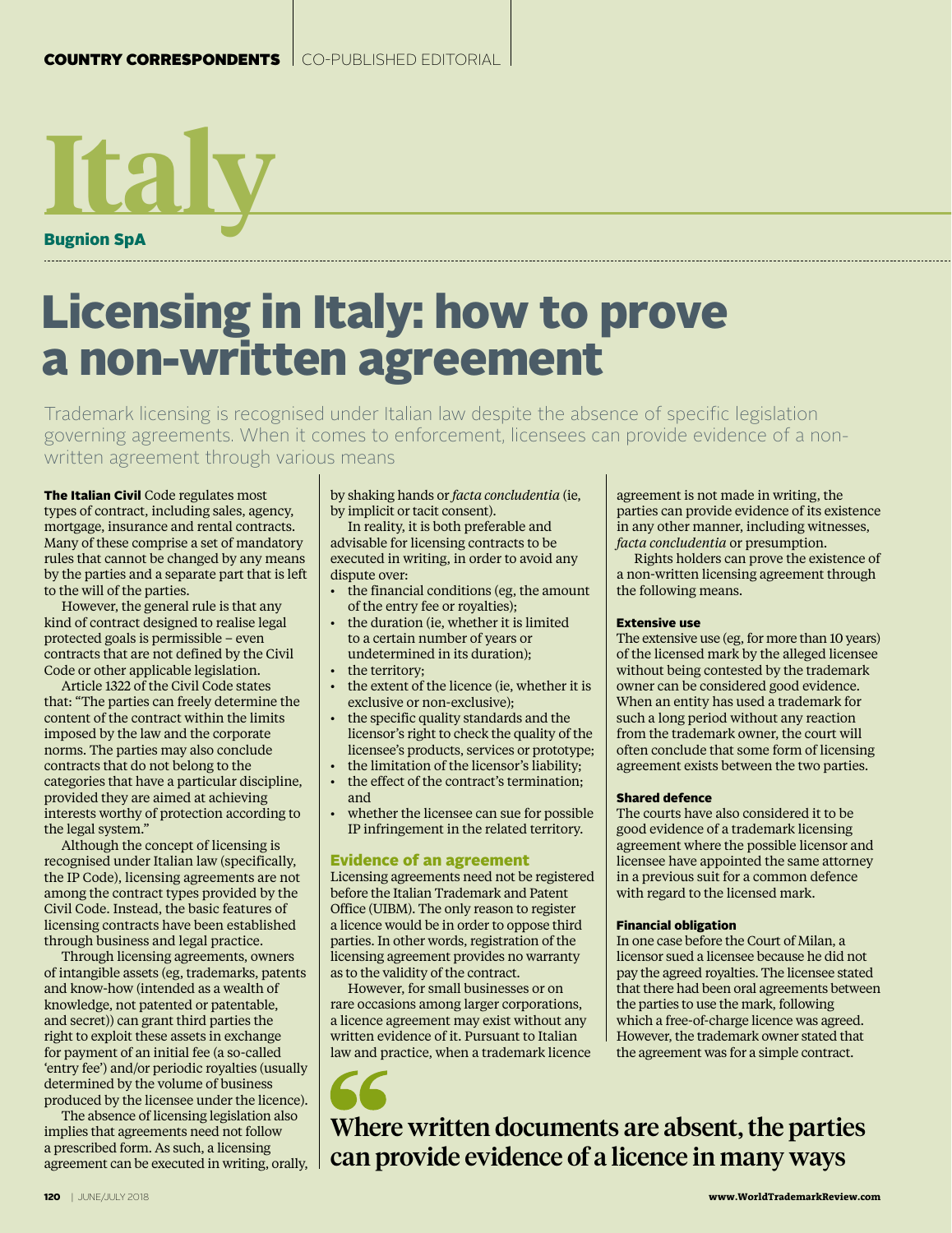COUNTRY CORRESPONDENTS | CO-PUBLISHED EDITORIAL

# Italy

**Bugnion SpA**

# Licensing in Italy: how to prove a non-written agreement

Trademark licensing is recognised under Italian law despite the absence of specific legislation governing agreements. When it comes to enforcement, licensees can provide evidence of a non-written agreement through various means

**The Italian Civil** Code regulates most types of contract, including sales, agency, mortgage, insurance and rental contracts. Many of these comprise a set of mandatory rules that cannot be changed by any means by the parties and a separate part that is left to the will of the parties.

However, the general rule is that any kind of contract designed to realise legal protected goals is permissible – even contracts that are not defined by the Civil Code or other applicable legislation.

Article 1322 of the Civil Code states that: "The parties can freely determine the content of the contract within the limits imposed by the law and the corporate norms. The parties may also conclude contracts that do not belong to the categories that have a particular discipline, provided they are aimed at achieving interests worthy of protection according to the legal system."

Although the concept of licensing is recognised under Italian law (specifically, the IP Code), licensing agreements are not among the contract types provided by the Civil Code. Instead, the basic features of licensing contracts have been established through business and legal practice.

Through licensing agreements, owners of intangible assets (eg, trademarks, patents and know-how (intended as a wealth of knowledge, not patented or patentable, and secret)) can grant third parties the right to exploit these assets in exchange for payment of an initial fee (a so-called 'entry fee') and/or periodic royalties (usually determined by the volume of business produced by the licensee under the licence).

The absence of licensing legislation also implies that agreements need not follow a prescribed form. As such, a licensing agreement can be executed in writing, orally, by shaking hands or *facta concludentia* (ie, by implicit or tacit consent).

In reality, it is both preferable and advisable for licensing contracts to be executed in writing, in order to avoid any dispute over:

- the financial conditions (eg, the amount of the entry fee or royalties);
- the duration (ie, whether it is limited to a certain number of years or undetermined in its duration);
- the territory;
- the extent of the licence (ie, whether it is exclusive or non-exclusive);
- the specific quality standards and the licensor's right to check the quality of the licensee's products, services or prototype;
- the limitation of the licensor's liability;
- the effect of the contract's termination; and
- whether the licensee can sue for possible IP infringement in the related territory.

## Evidence of an agreement

Licensing agreements need not be registered before the Italian Trademark and Patent Office (UIBM). The only reason to register a licence would be in order to oppose third parties. In other words, registration of the licensing agreement provides no warranty as to the validity of the contract.

However, for small businesses or on rare occasions among larger corporations, a licence agreement may exist without any written evidence of it. Pursuant to Italian law and practice, when a trademark licence agreement is not made in writing, the parties can provide evidence of its existence in any other manner, including witnesses, *facta concludentia* or presumption.

Rights holders can prove the existence of a non-written licensing agreement through the following means.

### Extensive use

The extensive use (eg, for more than 10 years) of the licensed mark by the alleged licensee without being contested by the trademark owner can be considered good evidence. When an entity has used a trademark for such a long period without any reaction from the trademark owner, the court will often conclude that some form of licensing agreement exists between the two parties.

### Shared defence

The courts have also considered it to be good evidence of a trademark licensing agreement where the possible licensor and licensee have appointed the same attorney in a previous suit for a common defence with regard to the licensed mark.

### Financial obligation

In one case before the Court of Milan, a licensor sued a licensee because he did not pay the agreed royalties. The licensee stated that there had been oral agreements between the parties to use the mark, following which a free-of-charge licence was agreed. However, the trademark owner stated that the agreement was for a simple contract.

> "Where written documents are absent, the parties can provide evidence of a licence in many ways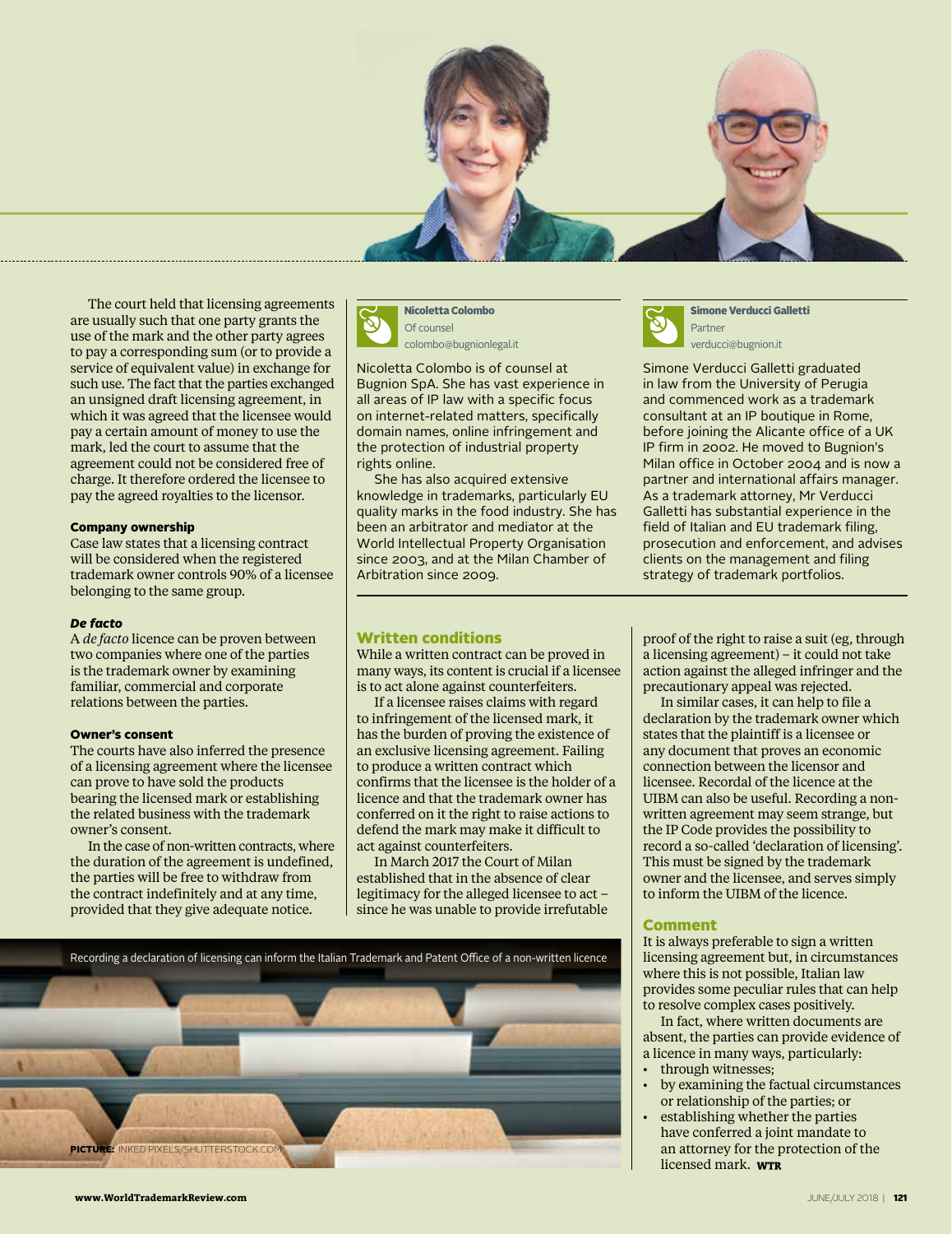The court held that licensing agreements are usually such that one party grants the use of the mark and the other party agrees to pay a corresponding sum (or to provide a service of equivalent value) in exchange for such use. The fact that the parties exchanged an unsigned draft licensing agreement, in which it was agreed that the licensee would pay a certain amount of money to use the mark, led the court to assume that the agreement could not be considered free of charge. It therefore ordered the licensee to pay the agreed royalties to the licensor.

#### Company ownership

Case law states that a licensing contract will be considered when the registered trademark owner controls 90% of a licensee belonging to the same group.

#### *De facto*

A *de facto* licence can be proven between two companies where one of the parties is the trademark owner by examining familiar, commercial and corporate relations between the parties.

#### Owner's consent

The courts have also inferred the presence of a licensing agreement where the licensee can prove to have sold the products bearing the licensed mark or establishing the related business with the trademark owner's consent.

In the case of non-written contracts, where the duration of the agreement is undefined, the parties will be free to withdraw from the contract indefinitely and at any time, provided that they give adequate notice.

**Nicoletta Colombo**
Of counsel
colombo@bugnionlegal.it

Nicoletta Colombo is of counsel at Bugnion SpA. She has vast experience in all areas of IP law with a specific focus on internet-related matters, specifically domain names, online infringement and the protection of industrial property rights online.

She has also acquired extensive knowledge in trademarks, particularly EU quality marks in the food industry. She has been an arbitrator and mediator at the World Intellectual Property Organisation since 2003, and at the Milan Chamber of Arbitration since 2009.

**Simone Verducci Galletti**
Partner
verducci@bugnion.it

Simone Verducci Galletti graduated in law from the University of Perugia and commenced work as a trademark consultant at an IP boutique in Rome, before joining the Alicante office of a UK IP firm in 2002. He moved to Bugnion's Milan office in October 2004 and is now a partner and international affairs manager. As a trademark attorney, Mr Verducci Galletti has substantial experience in the field of Italian and EU trademark filing, prosecution and enforcement, and advises clients on the management and filing strategy of trademark portfolios.

### Written conditions

While a written contract can be proved in many ways, its content is crucial if a licensee is to act alone against counterfeiters.

If a licensee raises claims with regard to infringement of the licensed mark, it has the burden of proving the existence of an exclusive licensing agreement. Failing to produce a written contract which confirms that the licensee is the holder of a licence and that the trademark owner has conferred on it the right to raise actions to defend the mark may make it difficult to act against counterfeiters.

In March 2017 the Court of Milan established that in the absence of clear legitimacy for the alleged licensee to act – since he was unable to provide irrefutable proof of the right to raise a suit (eg, through a licensing agreement) – it could not take action against the alleged infringer and the precautionary appeal was rejected.

In similar cases, it can help to file a declaration by the trademark owner which states that the plaintiff is a licensee or any document that proves an economic connection between the licensor and licensee. Recordal of the licence at the UIBM can also be useful. Recording a non-written agreement may seem strange, but the IP Code provides the possibility to record a so-called 'declaration of licensing'. This must be signed by the trademark owner and the licensee, and serves simply to inform the UIBM of the licence.

Recording a declaration of licensing can inform the Italian Trademark and Patent Office of a non-written licence

PICTURE: INKED PIXELS/SHUTTERSTOCK.COM

### Comment

It is always preferable to sign a written licensing agreement but, in circumstances where this is not possible, Italian law provides some peculiar rules that can help to resolve complex cases positively.

In fact, where written documents are absent, the parties can provide evidence of a licence in many ways, particularly:

- through witnesses;
- by examining the factual circumstances or relationship of the parties; or
- establishing whether the parties have conferred a joint mandate to an attorney for the protection of the licensed mark. **WTR**